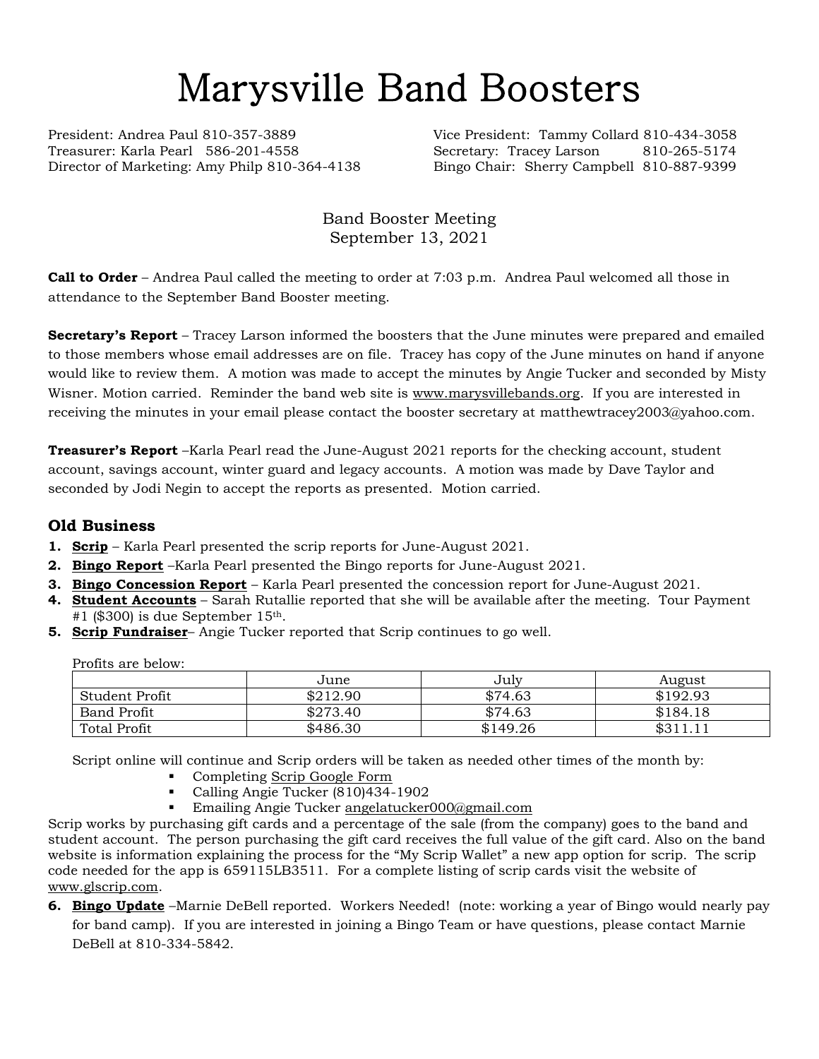# Marysville Band Boosters

President: Andrea Paul 810-357-3889
Vice President: Tammy Collard 810-434-3058
Treasurer: Karla Pearl 586-201-4558
Secretary: Tracey Larson 810-265-5174
Director of Marketing: Amy Philp 810-364-4138
Bingo Chair: Sherry Campbell 810-887-9399

Band Booster Meeting
September 13, 2021

**Call to Order** – Andrea Paul called the meeting to order at 7:03 p.m. Andrea Paul welcomed all those in attendance to the September Band Booster meeting.

**Secretary's Report** – Tracey Larson informed the boosters that the June minutes were prepared and emailed to those members whose email addresses are on file. Tracey has copy of the June minutes on hand if anyone would like to review them. A motion was made to accept the minutes by Angie Tucker and seconded by Misty Wisner. Motion carried. Reminder the band web site is www.marysvillebands.org. If you are interested in receiving the minutes in your email please contact the booster secretary at matthewtracey2003@yahoo.com.

**Treasurer's Report** –Karla Pearl read the June-August 2021 reports for the checking account, student account, savings account, winter guard and legacy accounts. A motion was made by Dave Taylor and seconded by Jodi Negin to accept the reports as presented. Motion carried.

## Old Business

1. **Scrip** – Karla Pearl presented the scrip reports for June-August 2021.
2. **Bingo Report** –Karla Pearl presented the Bingo reports for June-August 2021.
3. **Bingo Concession Report** – Karla Pearl presented the concession report for June-August 2021.
4. **Student Accounts** – Sarah Rutallie reported that she will be available after the meeting. Tour Payment #1 ($300) is due September 15th.
5. **Scrip Fundraiser**– Angie Tucker reported that Scrip continues to go well.

   Profits are below:

   | | June | July | August |
   |---|---|---|---|
   | Student Profit | $212.90 | $74.63 | $192.93 |
   | Band Profit | $273.40 | $74.63 | $184.18 |
   | Total Profit | $486.30 | $149.26 | $311.11 |

   Script online will continue and Scrip orders will be taken as needed other times of the month by:

   - Completing Scrip Google Form
   - Calling Angie Tucker (810)434-1902
   - Emailing Angie Tucker angelatucker000@gmail.com

   Scrip works by purchasing gift cards and a percentage of the sale (from the company) goes to the band and student account. The person purchasing the gift card receives the full value of the gift card. Also on the band website is information explaining the process for the "My Scrip Wallet" a new app option for scrip. The scrip code needed for the app is 659115LB3511. For a complete listing of scrip cards visit the website of www.glscrip.com.

6. **Bingo Update** –Marnie DeBell reported. Workers Needed! (note: working a year of Bingo would nearly pay for band camp). If you are interested in joining a Bingo Team or have questions, please contact Marnie DeBell at 810-334-5842.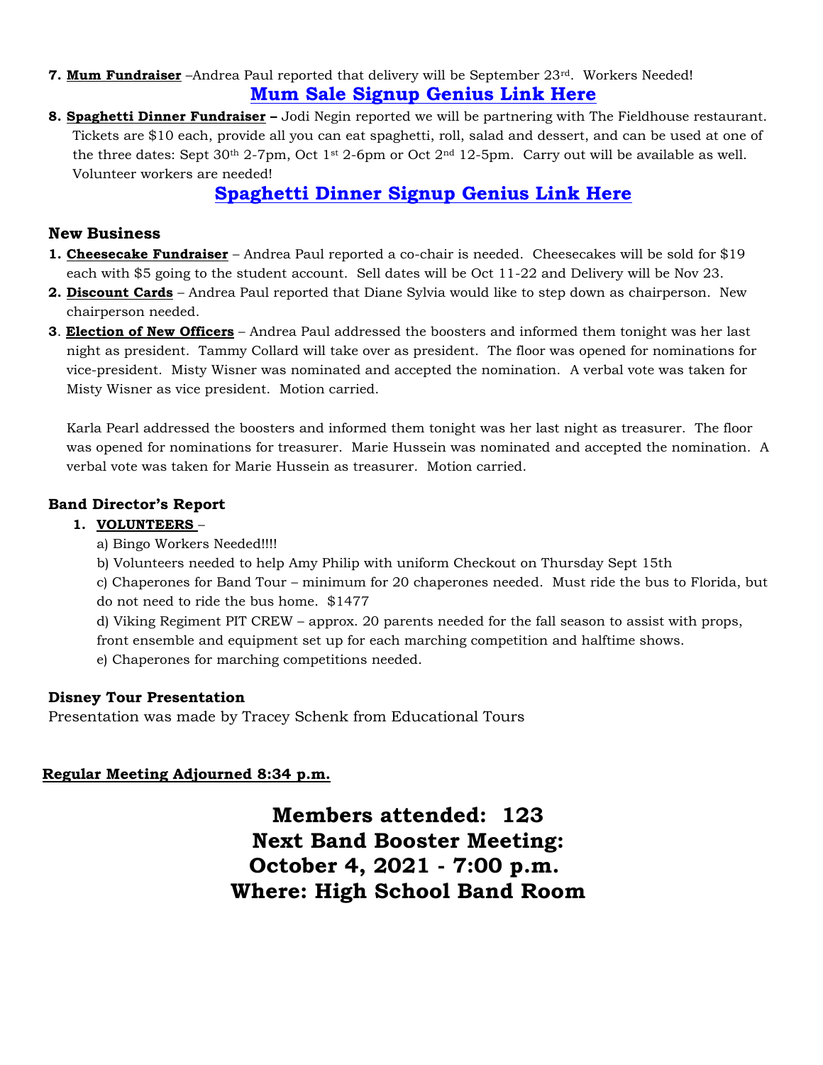7. **Mum Fundraiser** –Andrea Paul reported that delivery will be September 23rd. Workers Needed!

**Mum Sale Signup Genius Link Here**

8. **Spaghetti Dinner Fundraiser –** Jodi Negin reported we will be partnering with The Fieldhouse restaurant. Tickets are $10 each, provide all you can eat spaghetti, roll, salad and dessert, and can be used at one of the three dates: Sept 30th 2-7pm, Oct 1st 2-6pm or Oct 2nd 12-5pm. Carry out will be available as well. Volunteer workers are needed!

**Spaghetti Dinner Signup Genius Link Here**

### New Business

1. **Cheesecake Fundraiser** – Andrea Paul reported a co-chair is needed. Cheesecakes will be sold for $19 each with $5 going to the student account. Sell dates will be Oct 11-22 and Delivery will be Nov 23.
2. **Discount Cards** – Andrea Paul reported that Diane Sylvia would like to step down as chairperson. New chairperson needed.
3. **Election of New Officers** – Andrea Paul addressed the boosters and informed them tonight was her last night as president. Tammy Collard will take over as president. The floor was opened for nominations for vice-president. Misty Wisner was nominated and accepted the nomination. A verbal vote was taken for Misty Wisner as vice president. Motion carried.

   Karla Pearl addressed the boosters and informed them tonight was her last night as treasurer. The floor was opened for nominations for treasurer. Marie Hussein was nominated and accepted the nomination. A verbal vote was taken for Marie Hussein as treasurer. Motion carried.

### Band Director's Report

1. **VOLUNTEERS** –
   - a) Bingo Workers Needed!!!!
   - b) Volunteers needed to help Amy Philip with uniform Checkout on Thursday Sept 15th
   - c) Chaperones for Band Tour – minimum for 20 chaperones needed. Must ride the bus to Florida, but do not need to ride the bus home. $1477
   - d) Viking Regiment PIT CREW – approx. 20 parents needed for the fall season to assist with props, front ensemble and equipment set up for each marching competition and halftime shows.
   - e) Chaperones for marching competitions needed.

### Disney Tour Presentation

Presentation was made by Tracey Schenk from Educational Tours

**Regular Meeting Adjourned 8:34 p.m.**

**Members attended: 123**
**Next Band Booster Meeting:**
**October 4, 2021 - 7:00 p.m.**
**Where: High School Band Room**